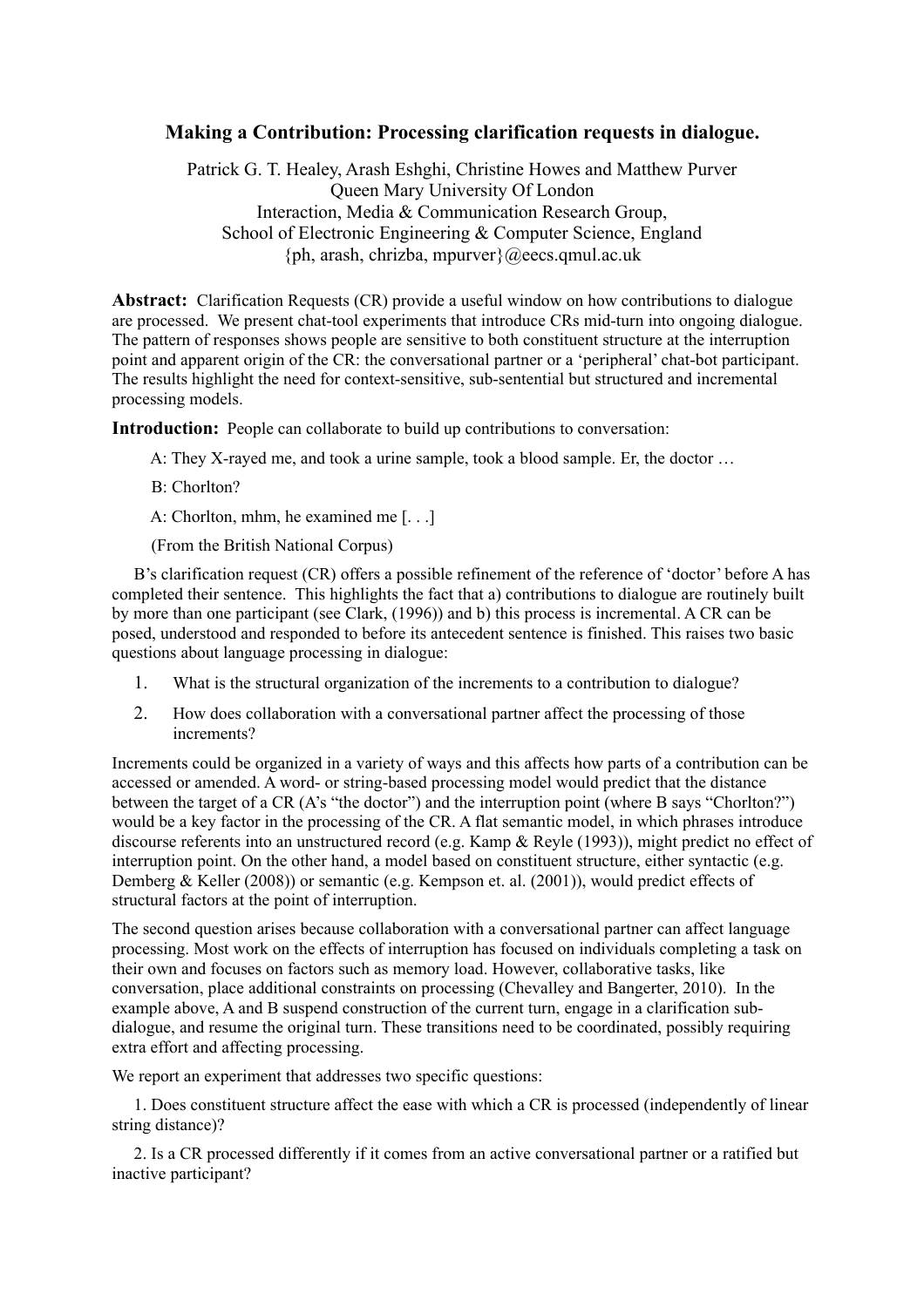# Making a Contribution: Processing clarification requests in dialogue.

Patrick G. T. Healey, Arash Eshghi, Christine Howes and Matthew Purver
Queen Mary University Of London
Interaction, Media & Communication Research Group,
School of Electronic Engineering & Computer Science, England
{ph, arash, chrizba, mpurver}@eecs.qmul.ac.uk

**Abstract:** Clarification Requests (CR) provide a useful window on how contributions to dialogue are processed. We present chat-tool experiments that introduce CRs mid-turn into ongoing dialogue. The pattern of responses shows people are sensitive to both constituent structure at the interruption point and apparent origin of the CR: the conversational partner or a 'peripheral' chat-bot participant. The results highlight the need for context-sensitive, sub-sentential but structured and incremental processing models.

**Introduction:** People can collaborate to build up contributions to conversation:

> A: They X-rayed me, and took a urine sample, took a blood sample. Er, the doctor …
>
> B: Chorlton?
>
> A: Chorlton, mhm, he examined me [. . .]
>
> (From the British National Corpus)

B's clarification request (CR) offers a possible refinement of the reference of 'doctor' before A has completed their sentence. This highlights the fact that a) contributions to dialogue are routinely built by more than one participant (see Clark, (1996)) and b) this process is incremental. A CR can be posed, understood and responded to before its antecedent sentence is finished. This raises two basic questions about language processing in dialogue:

1. What is the structural organization of the increments to a contribution to dialogue?
2. How does collaboration with a conversational partner affect the processing of those increments?

Increments could be organized in a variety of ways and this affects how parts of a contribution can be accessed or amended. A word- or string-based processing model would predict that the distance between the target of a CR (A's "the doctor") and the interruption point (where B says "Chorlton?") would be a key factor in the processing of the CR. A flat semantic model, in which phrases introduce discourse referents into an unstructured record (e.g. Kamp & Reyle (1993)), might predict no effect of interruption point. On the other hand, a model based on constituent structure, either syntactic (e.g. Demberg & Keller (2008)) or semantic (e.g. Kempson et. al. (2001)), would predict effects of structural factors at the point of interruption.

The second question arises because collaboration with a conversational partner can affect language processing. Most work on the effects of interruption has focused on individuals completing a task on their own and focuses on factors such as memory load. However, collaborative tasks, like conversation, place additional constraints on processing (Chevalley and Bangerter, 2010). In the example above, A and B suspend construction of the current turn, engage in a clarification sub-dialogue, and resume the original turn. These transitions need to be coordinated, possibly requiring extra effort and affecting processing.

We report an experiment that addresses two specific questions:

1. Does constituent structure affect the ease with which a CR is processed (independently of linear string distance)?

2. Is a CR processed differently if it comes from an active conversational partner or a ratified but inactive participant?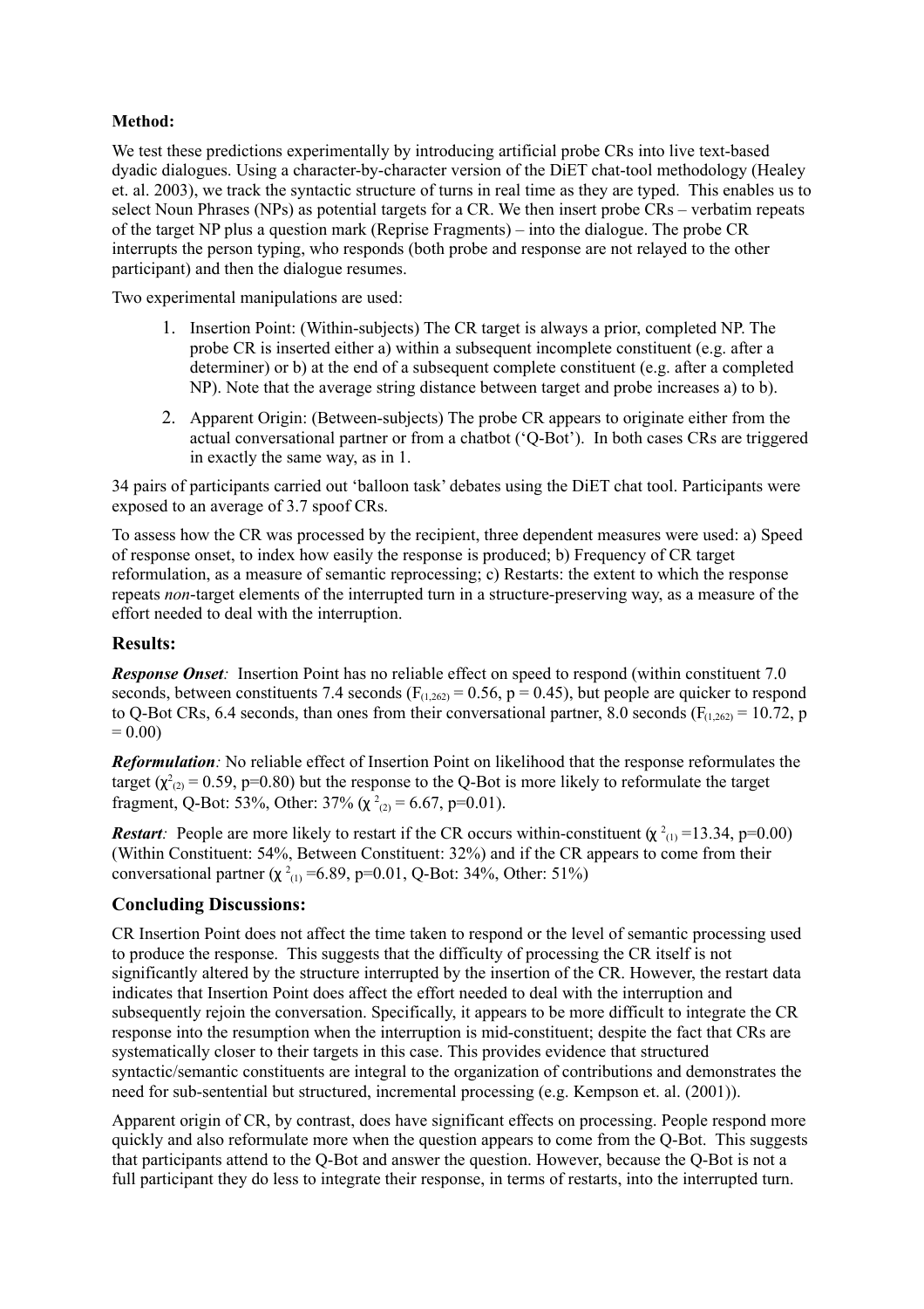**Method:**

We test these predictions experimentally by introducing artificial probe CRs into live text-based dyadic dialogues. Using a character-by-character version of the DiET chat-tool methodology (Healey et. al. 2003), we track the syntactic structure of turns in real time as they are typed. This enables us to select Noun Phrases (NPs) as potential targets for a CR. We then insert probe CRs – verbatim repeats of the target NP plus a question mark (Reprise Fragments) – into the dialogue. The probe CR interrupts the person typing, who responds (both probe and response are not relayed to the other participant) and then the dialogue resumes.

Two experimental manipulations are used:

1. Insertion Point: (Within-subjects) The CR target is always a prior, completed NP. The probe CR is inserted either a) within a subsequent incomplete constituent (e.g. after a determiner) or b) at the end of a subsequent complete constituent (e.g. after a completed NP). Note that the average string distance between target and probe increases a) to b).
2. Apparent Origin: (Between-subjects) The probe CR appears to originate either from the actual conversational partner or from a chatbot ('Q-Bot'). In both cases CRs are triggered in exactly the same way, as in 1.

34 pairs of participants carried out 'balloon task' debates using the DiET chat tool. Participants were exposed to an average of 3.7 spoof CRs.

To assess how the CR was processed by the recipient, three dependent measures were used: a) Speed of response onset, to index how easily the response is produced; b) Frequency of CR target reformulation, as a measure of semantic reprocessing; c) Restarts: the extent to which the response repeats *non*-target elements of the interrupted turn in a structure-preserving way, as a measure of the effort needed to deal with the interruption.

## Results:

***Response Onset**:* Insertion Point has no reliable effect on speed to respond (within constituent 7.0 seconds, between constituents 7.4 seconds ($F_{(1,262)} = 0.56$, $p = 0.45$), but people are quicker to respond to Q-Bot CRs, 6.4 seconds, than ones from their conversational partner, 8.0 seconds ($F_{(1,262)} = 10.72$, $p = 0.00$)

***Reformulation**:* No reliable effect of Insertion Point on likelihood that the response reformulates the target ($\chi^2_{(2)} = 0.59$, $p=0.80$) but the response to the Q-Bot is more likely to reformulate the target fragment, Q-Bot: 53%, Other: 37% ($\chi^2_{(2)} = 6.67$, $p=0.01$).

***Restart**:* People are more likely to restart if the CR occurs within-constituent ($\chi^2_{(1)} = 13.34$, $p=0.00$) (Within Constituent: 54%, Between Constituent: 32%) and if the CR appears to come from their conversational partner ($\chi^2_{(1)} = 6.89$, $p=0.01$, Q-Bot: 34%, Other: 51%)

## Concluding Discussions:

CR Insertion Point does not affect the time taken to respond or the level of semantic processing used to produce the response. This suggests that the difficulty of processing the CR itself is not significantly altered by the structure interrupted by the insertion of the CR. However, the restart data indicates that Insertion Point does affect the effort needed to deal with the interruption and subsequently rejoin the conversation. Specifically, it appears to be more difficult to integrate the CR response into the resumption when the interruption is mid-constituent; despite the fact that CRs are systematically closer to their targets in this case. This provides evidence that structured syntactic/semantic constituents are integral to the organization of contributions and demonstrates the need for sub-sentential but structured, incremental processing (e.g. Kempson et. al. (2001)).

Apparent origin of CR, by contrast, does have significant effects on processing. People respond more quickly and also reformulate more when the question appears to come from the Q-Bot. This suggests that participants attend to the Q-Bot and answer the question. However, because the Q-Bot is not a full participant they do less to integrate their response, in terms of restarts, into the interrupted turn.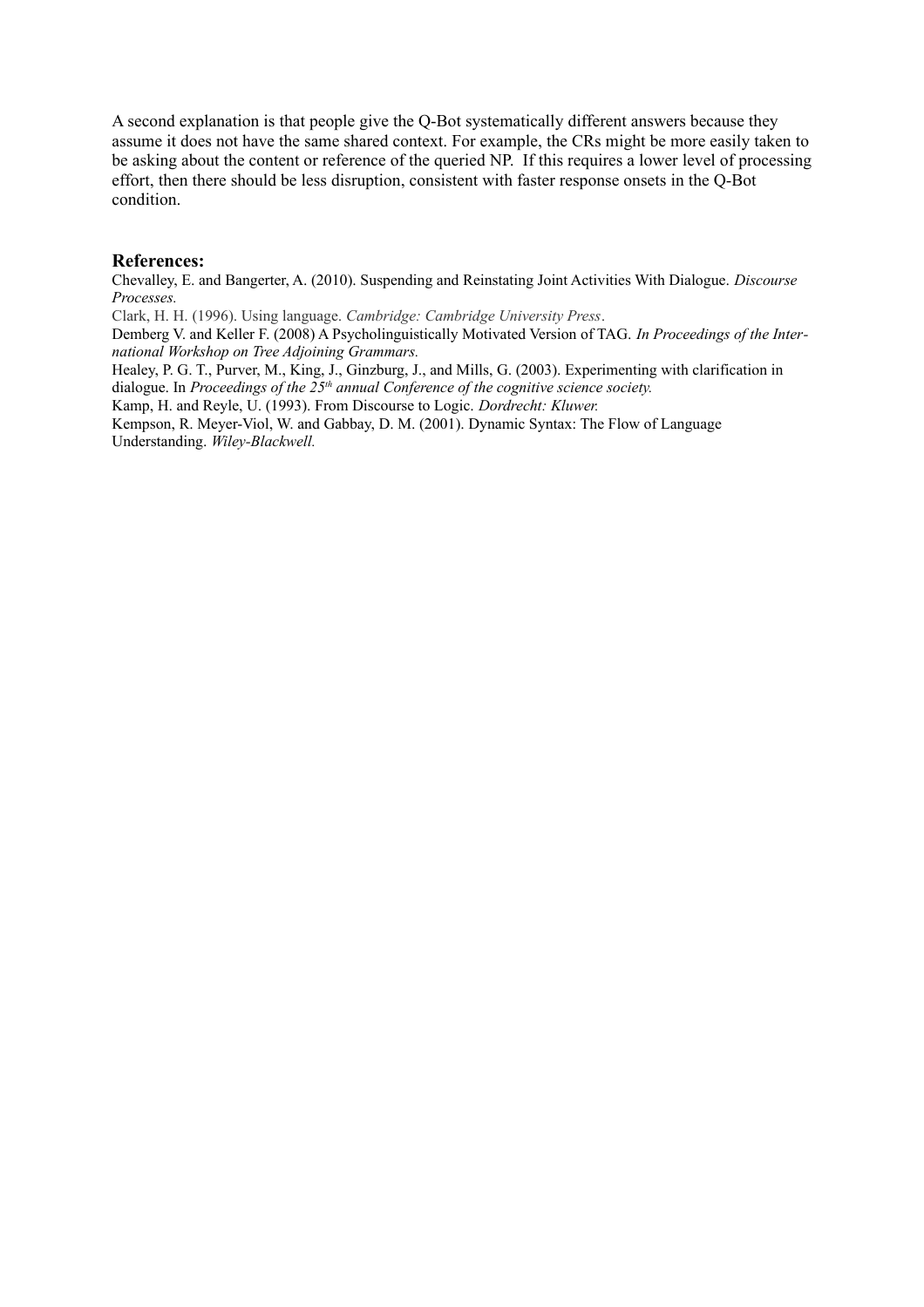A second explanation is that people give the Q-Bot systematically different answers because they assume it does not have the same shared context. For example, the CRs might be more easily taken to be asking about the content or reference of the queried NP. If this requires a lower level of processing effort, then there should be less disruption, consistent with faster response onsets in the Q-Bot condition.

## References:

Chevalley, E. and Bangerter, A. (2010). Suspending and Reinstating Joint Activities With Dialogue. *Discourse Processes.*

Clark, H. H. (1996). Using language. *Cambridge: Cambridge University Press*.

Demberg V. and Keller F. (2008) A Psycholinguistically Motivated Version of TAG. *In Proceedings of the International Workshop on Tree Adjoining Grammars.*

Healey, P. G. T., Purver, M., King, J., Ginzburg, J., and Mills, G. (2003). Experimenting with clarification in dialogue. In *Proceedings of the 25th annual Conference of the cognitive science society.*

Kamp, H. and Reyle, U. (1993). From Discourse to Logic. *Dordrecht: Kluwer.*

Kempson, R. Meyer-Viol, W. and Gabbay, D. M. (2001). Dynamic Syntax: The Flow of Language Understanding. *Wiley-Blackwell.*